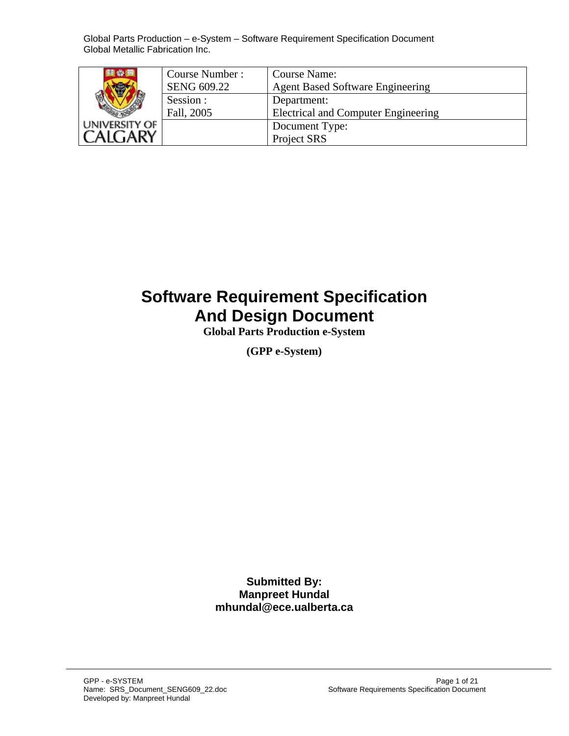| UNIVERSITY OF CALGARY | Course Number : SENG 609.22 | Course Name: Agent Based Software Engineering |
| --- | --- | --- |
| | Session : Fall, 2005 | Department: Electrical and Computer Engineering |
| | | Document Type: Project SRS |

# Software Requirement Specification And Design Document

**Global Parts Production e-System**

**(GPP e-System)**

**Submitted By:**
**Manpreet Hundal**
**mhundal@ece.ualberta.ca**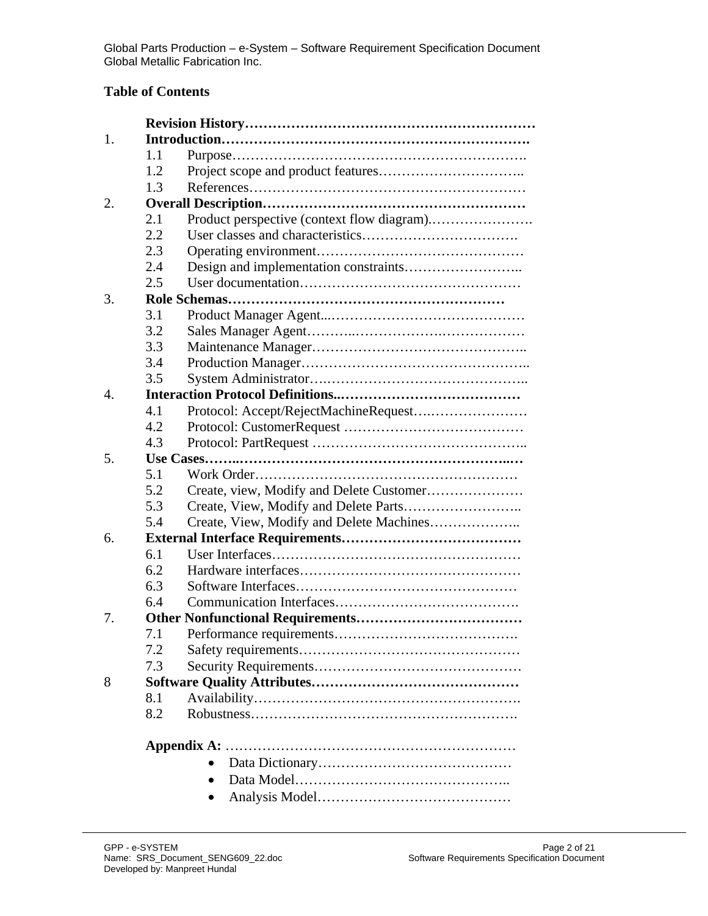**Table of Contents**

**Revision History**

1. **Introduction**
   - 1.1 Purpose
   - 1.2 Project scope and product features
   - 1.3 References
2. **Overall Description**
   - 2.1 Product perspective (context flow diagram)
   - 2.2 User classes and characteristics
   - 2.3 Operating environment
   - 2.4 Design and implementation constraints
   - 2.5 User documentation
3. **Role Schemas**
   - 3.1 Product Manager Agent
   - 3.2 Sales Manager Agent
   - 3.3 Maintenance Manager
   - 3.4 Production Manager
   - 3.5 System Administrator
4. **Interaction Protocol Definitions**
   - 4.1 Protocol: Accept/RejectMachineRequest
   - 4.2 Protocol: CustomerRequest
   - 4.3 Protocol: PartRequest
5. **Use Cases**
   - 5.1 Work Order
   - 5.2 Create, view, Modify and Delete Customer
   - 5.3 Create, View, Modify and Delete Parts
   - 5.4 Create, View, Modify and Delete Machines
6. **External Interface Requirements**
   - 6.1 User Interfaces
   - 6.2 Hardware interfaces
   - 6.3 Software Interfaces
   - 6.4 Communication Interfaces
7. **Other Nonfunctional Requirements**
   - 7.1 Performance requirements
   - 7.2 Safety requirements
   - 7.3 Security Requirements
8. **Software Quality Attributes**
   - 8.1 Availability
   - 8.2 Robustness

**Appendix A:**

- Data Dictionary
- Data Model
- Analysis Model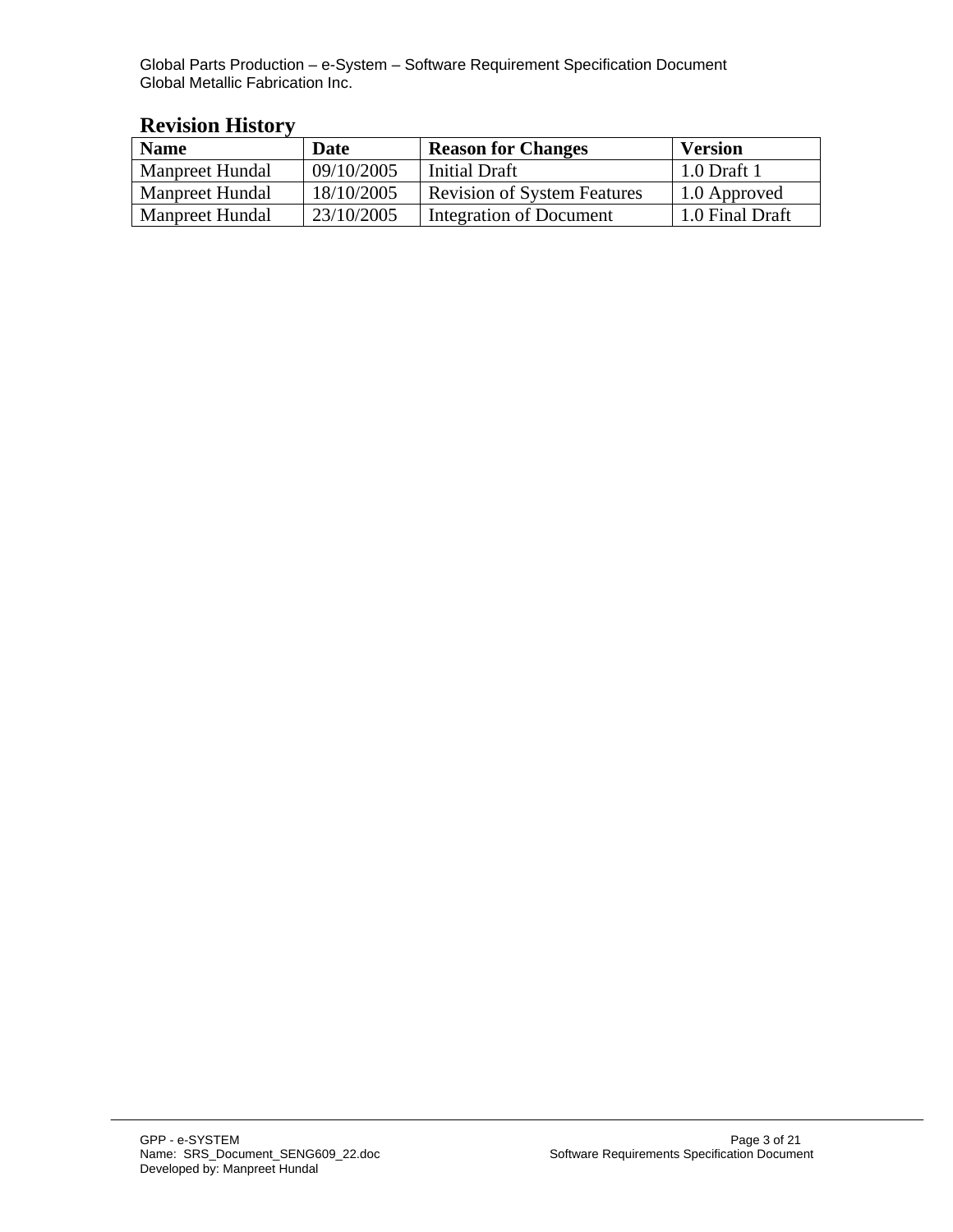## Revision History

| Name | Date | Reason for Changes | Version |
|---|---|---|---|
| Manpreet Hundal | 09/10/2005 | Initial Draft | 1.0 Draft 1 |
| Manpreet Hundal | 18/10/2005 | Revision of System Features | 1.0 Approved |
| Manpreet Hundal | 23/10/2005 | Integration of Document | 1.0 Final Draft |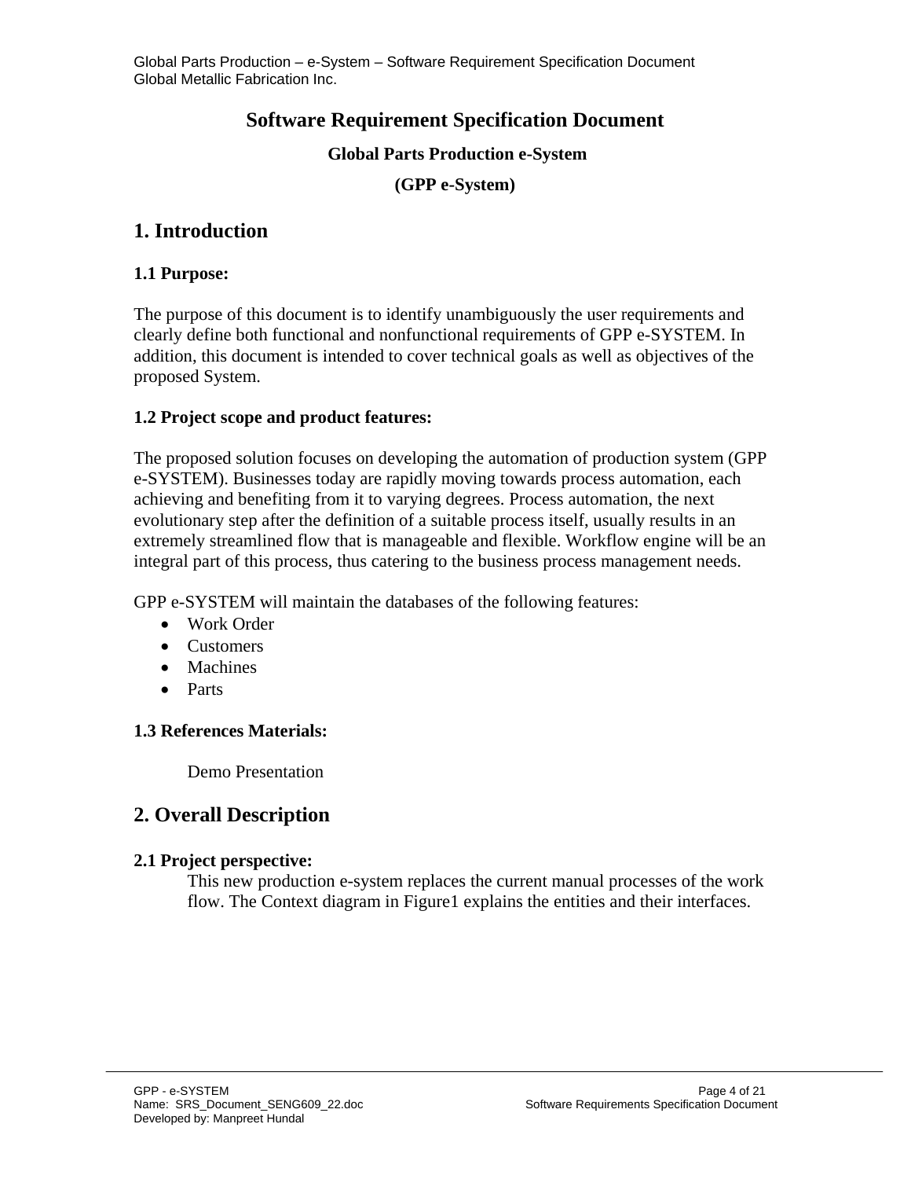# Software Requirement Specification Document

**Global Parts Production e-System**

**(GPP e-System)**

## 1. Introduction

### 1.1 Purpose:

The purpose of this document is to identify unambiguously the user requirements and clearly define both functional and nonfunctional requirements of GPP e-SYSTEM. In addition, this document is intended to cover technical goals as well as objectives of the proposed System.

### 1.2 Project scope and product features:

The proposed solution focuses on developing the automation of production system (GPP e-SYSTEM). Businesses today are rapidly moving towards process automation, each achieving and benefiting from it to varying degrees. Process automation, the next evolutionary step after the definition of a suitable process itself, usually results in an extremely streamlined flow that is manageable and flexible. Workflow engine will be an integral part of this process, thus catering to the business process management needs.

GPP e-SYSTEM will maintain the databases of the following features:

- Work Order
- Customers
- Machines
- Parts

### 1.3 References Materials:

Demo Presentation

## 2. Overall Description

### 2.1 Project perspective:

This new production e-system replaces the current manual processes of the work flow. The Context diagram in Figure1 explains the entities and their interfaces.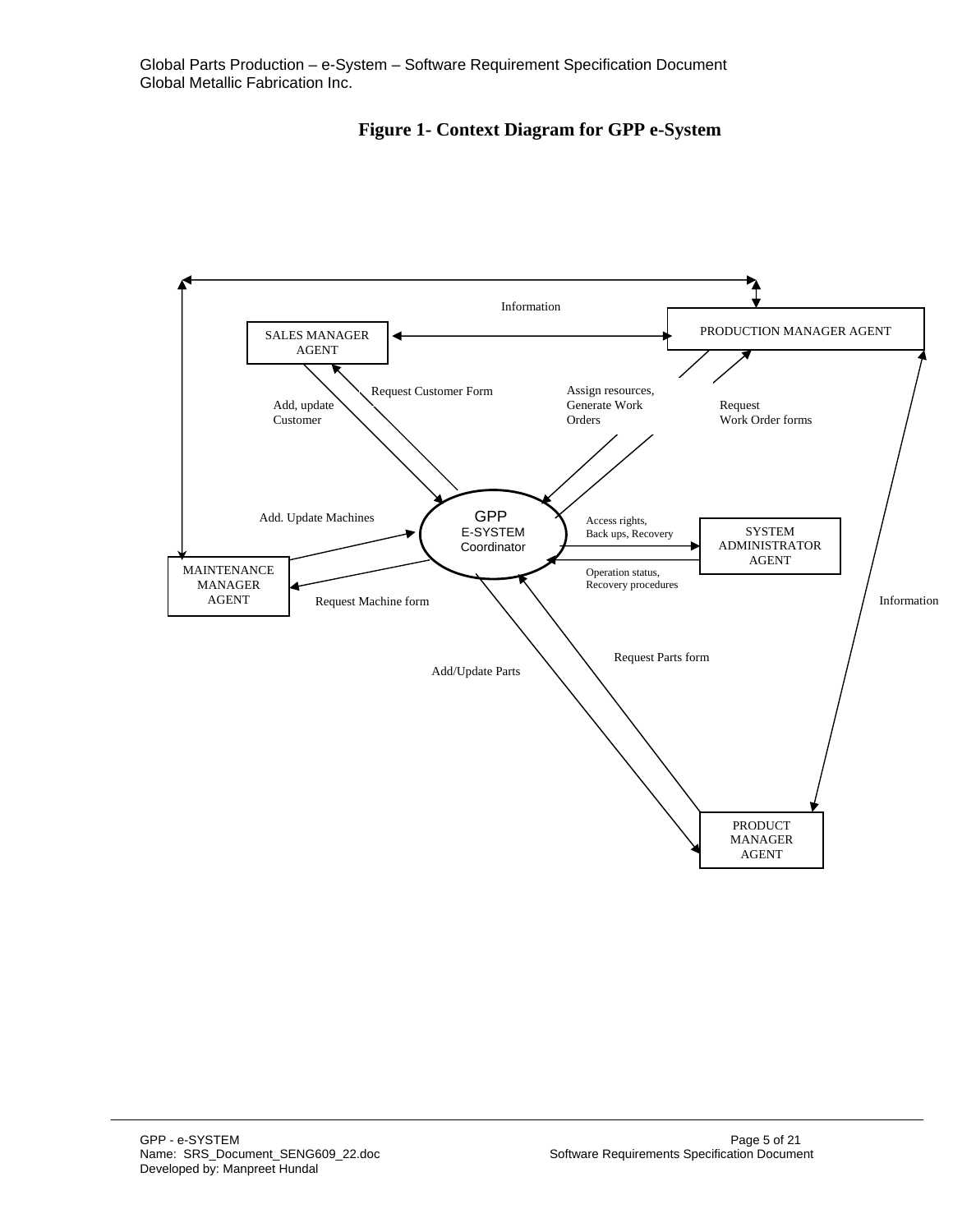**Figure 1- Context Diagram for GPP e-System**

Information

SALES MANAGER AGENT

PRODUCTION MANAGER AGENT

Request Customer Form

Add, update Customer

Assign resources, Generate Work Orders

Request Work Order forms

Add. Update Machines

GPP E-SYSTEM Coordinator

Access rights, Back ups, Recovery

SYSTEM ADMINISTRATOR AGENT

MAINTENANCE MANAGER AGENT

Operation status, Recovery procedures

Request Machine form

Information

Request Parts form

Add/Update Parts

PRODUCT MANAGER AGENT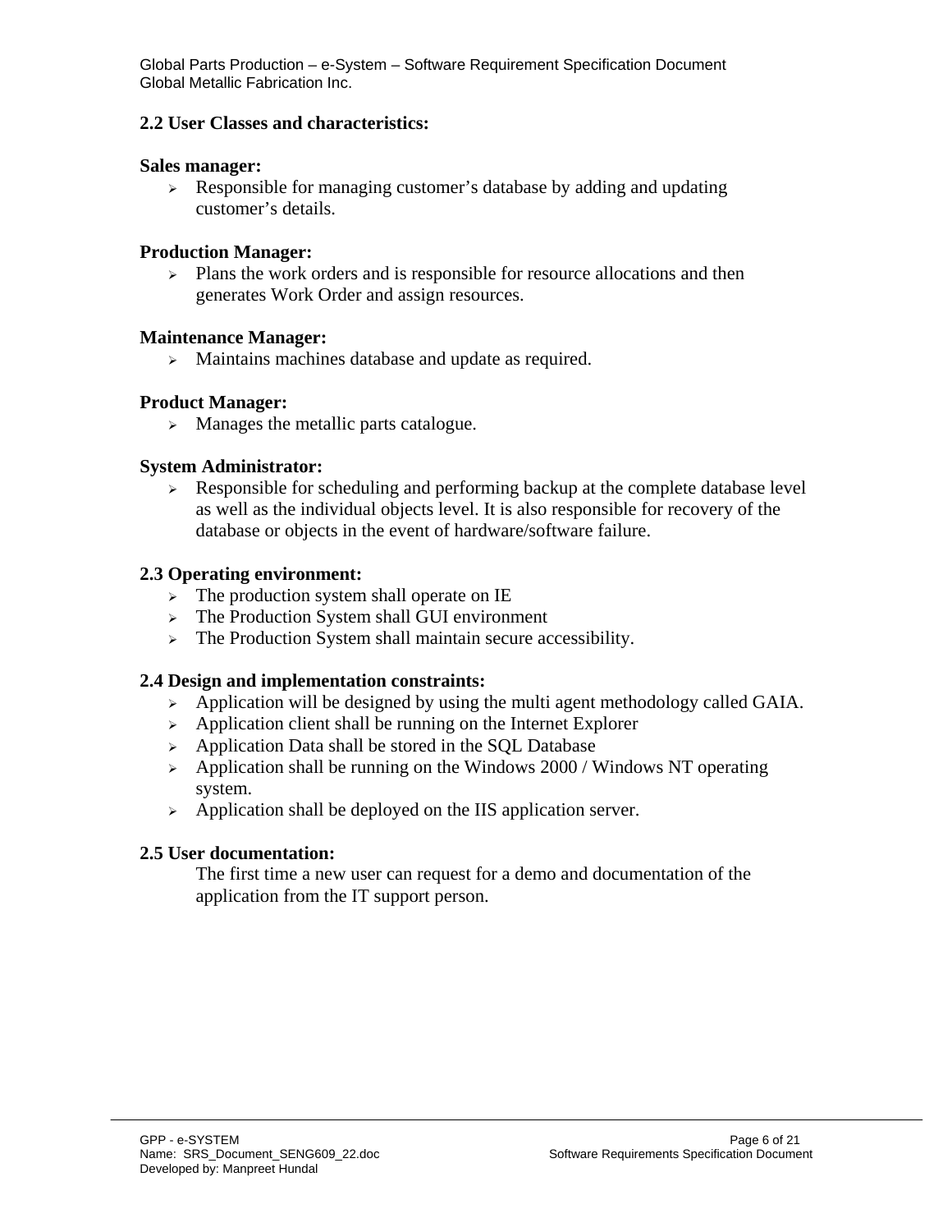## 2.2 User Classes and characteristics:

**Sales manager:**

- Responsible for managing customer's database by adding and updating customer's details.

**Production Manager:**

- Plans the work orders and is responsible for resource allocations and then generates Work Order and assign resources.

**Maintenance Manager:**

- Maintains machines database and update as required.

**Product Manager:**

- Manages the metallic parts catalogue.

**System Administrator:**

- Responsible for scheduling and performing backup at the complete database level as well as the individual objects level. It is also responsible for recovery of the database or objects in the event of hardware/software failure.

## 2.3 Operating environment:

- The production system shall operate on IE
- The Production System shall GUI environment
- The Production System shall maintain secure accessibility.

## 2.4 Design and implementation constraints:

- Application will be designed by using the multi agent methodology called GAIA.
- Application client shall be running on the Internet Explorer
- Application Data shall be stored in the SQL Database
- Application shall be running on the Windows 2000 / Windows NT operating system.
- Application shall be deployed on the IIS application server.

## 2.5 User documentation:

The first time a new user can request for a demo and documentation of the application from the IT support person.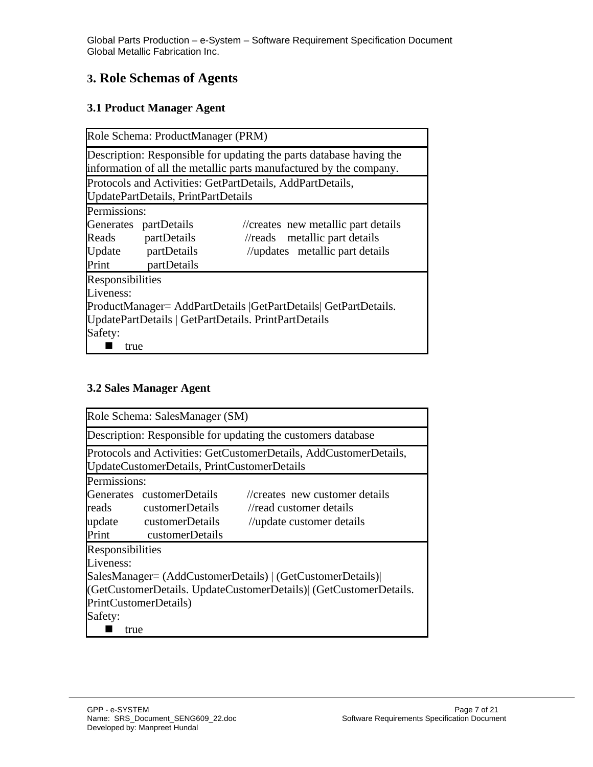# 3. Role Schemas of Agents

## 3.1 Product Manager Agent

| Role Schema: ProductManager (PRM) |
|---|
| Description: Responsible for updating the parts database having the information of all the metallic parts manufactured by the company. |
| Protocols and Activities: GetPartDetails, AddPartDetails, UpdatePartDetails, PrintPartDetails |
| Permissions:<br>Generates partDetails //creates new metallic part details<br>Reads partDetails //reads metallic part details<br>Update partDetails //updates metallic part details<br>Print partDetails |
| Responsibilities<br>Liveness:<br>ProductManager= AddPartDetails \|GetPartDetails\| GetPartDetails. UpdatePartDetails \| GetPartDetails. PrintPartDetails<br>Safety:<br>■ true |

## 3.2 Sales Manager Agent

| Role Schema: SalesManager (SM) |
|---|
| Description: Responsible for updating the customers database |
| Protocols and Activities: GetCustomerDetails, AddCustomerDetails, UpdateCustomerDetails, PrintCustomerDetails |
| Permissions:<br>Generates customerDetails //creates new customer details<br>reads customerDetails //read customer details<br>update customerDetails //update customer details<br>Print customerDetails |
| Responsibilities<br>Liveness:<br>SalesManager= (AddCustomerDetails) \| (GetCustomerDetails)\| (GetCustomerDetails. UpdateCustomerDetails)\| (GetCustomerDetails. PrintCustomerDetails)<br>Safety:<br>■ true |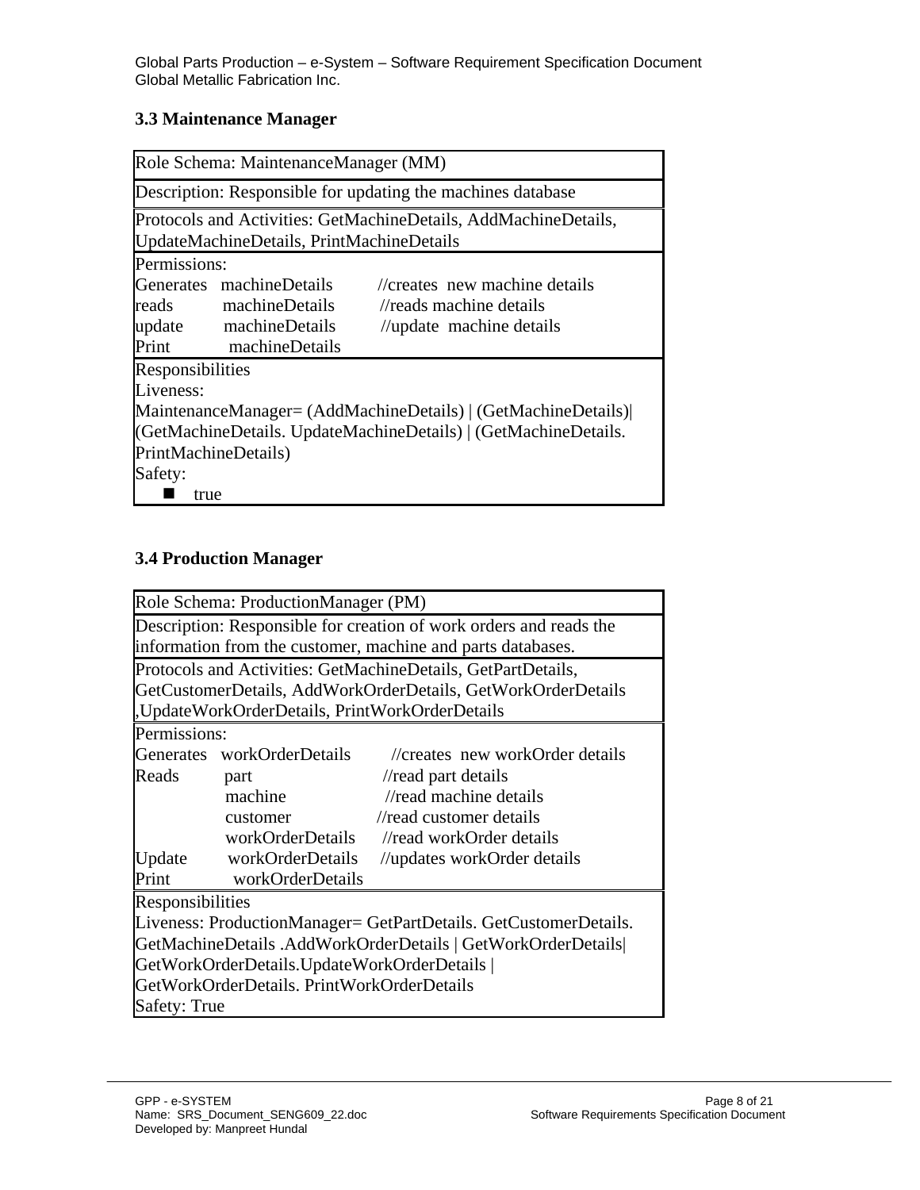### 3.3 Maintenance Manager

| Role Schema: MaintenanceManager (MM) |
|---|
| Description: Responsible for updating the machines database |
| Protocols and Activities: GetMachineDetails, AddMachineDetails, UpdateMachineDetails, PrintMachineDetails |
| Permissions:<br>Generates machineDetails //creates new machine details<br>reads machineDetails //reads machine details<br>update machineDetails //update machine details<br>Print machineDetails |
| Responsibilities<br>Liveness:<br>MaintenanceManager= (AddMachineDetails) \| (GetMachineDetails)\| (GetMachineDetails. UpdateMachineDetails) \| (GetMachineDetails. PrintMachineDetails)<br>Safety:<br>■ true |

### 3.4 Production Manager

| Role Schema: ProductionManager (PM) |
|---|
| Description: Responsible for creation of work orders and reads the information from the customer, machine and parts databases. |
| Protocols and Activities: GetMachineDetails, GetPartDetails, GetCustomerDetails, AddWorkOrderDetails, GetWorkOrderDetails ,UpdateWorkOrderDetails, PrintWorkOrderDetails |
| Permissions:<br>Generates workOrderDetails //creates new workOrder details<br>Reads part //read part details<br>machine //read machine details<br>customer //read customer details<br>workOrderDetails //read workOrder details<br>Update workOrderDetails //updates workOrder details<br>Print workOrderDetails |
| Responsibilities<br>Liveness: ProductionManager= GetPartDetails. GetCustomerDetails. GetMachineDetails .AddWorkOrderDetails \| GetWorkOrderDetails\| GetWorkOrderDetails.UpdateWorkOrderDetails \| GetWorkOrderDetails. PrintWorkOrderDetails<br>Safety: True |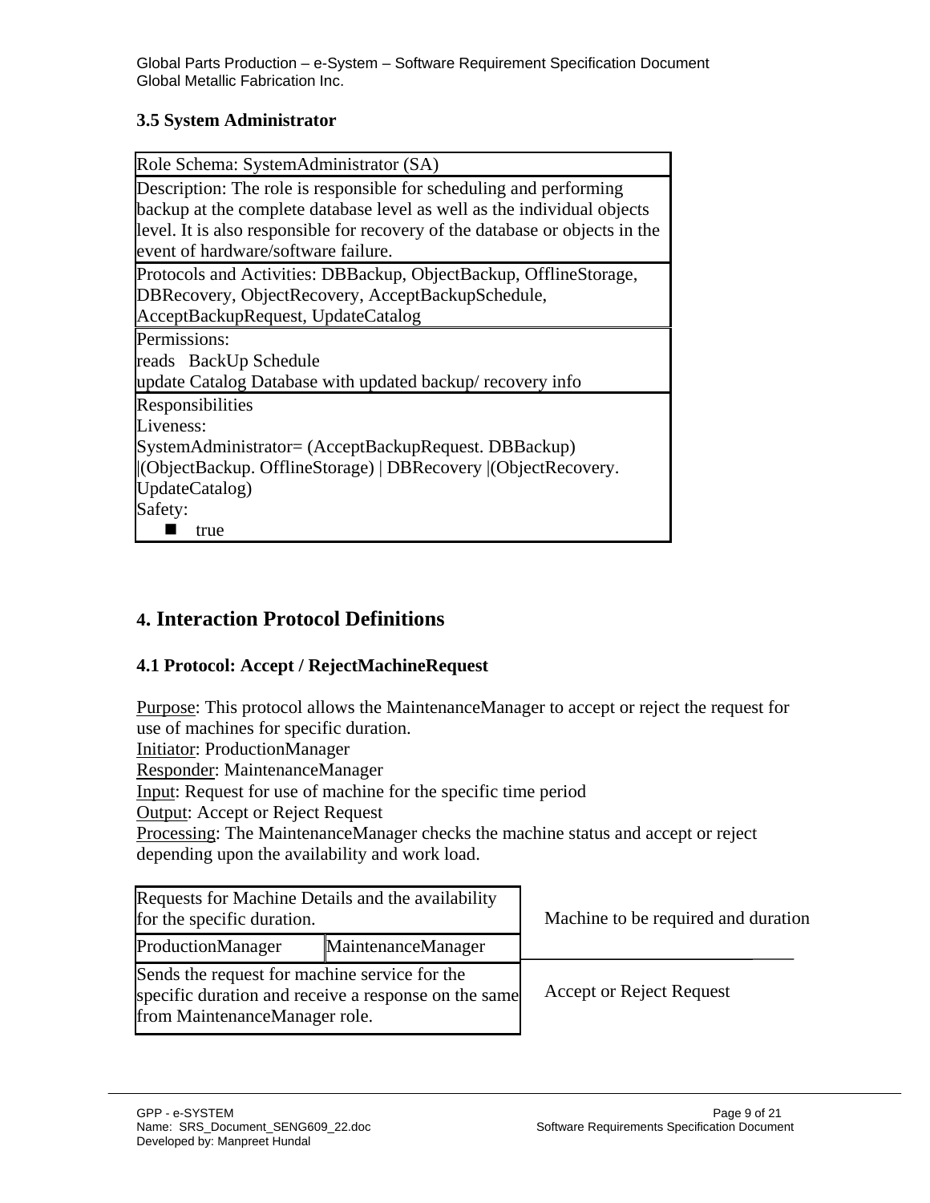### 3.5 System Administrator

| Role Schema: SystemAdministrator (SA) |
|---|
| Description: The role is responsible for scheduling and performing backup at the complete database level as well as the individual objects level. It is also responsible for recovery of the database or objects in the event of hardware/software failure. |
| Protocols and Activities: DBBackup, ObjectBackup, OfflineStorage, DBRecovery, ObjectRecovery, AcceptBackupSchedule, AcceptBackupRequest, UpdateCatalog |
| Permissions:<br>reads BackUp Schedule<br>update Catalog Database with updated backup/ recovery info |
| Responsibilities<br>Liveness:<br>SystemAdministrator= (AcceptBackupRequest. DBBackup) \|(ObjectBackup. OfflineStorage) \| DBRecovery \|(ObjectRecovery. UpdateCatalog)<br>Safety:<br>▪ true |

## 4. Interaction Protocol Definitions

### 4.1 Protocol: Accept / RejectMachineRequest

Purpose: This protocol allows the MaintenanceManager to accept or reject the request for use of machines for specific duration.
Initiator: ProductionManager
Responder: MaintenanceManager
Input: Request for use of machine for the specific time period
Output: Accept or Reject Request
Processing: The MaintenanceManager checks the machine status and accept or reject depending upon the availability and work load.

| Requests for Machine Details and the availability for the specific duration. | | Machine to be required and duration |
|---|---|---|
| ProductionManager | MaintenanceManager | |
| Sends the request for machine service for the specific duration and receive a response on the same from MaintenanceManager role. | | Accept or Reject Request |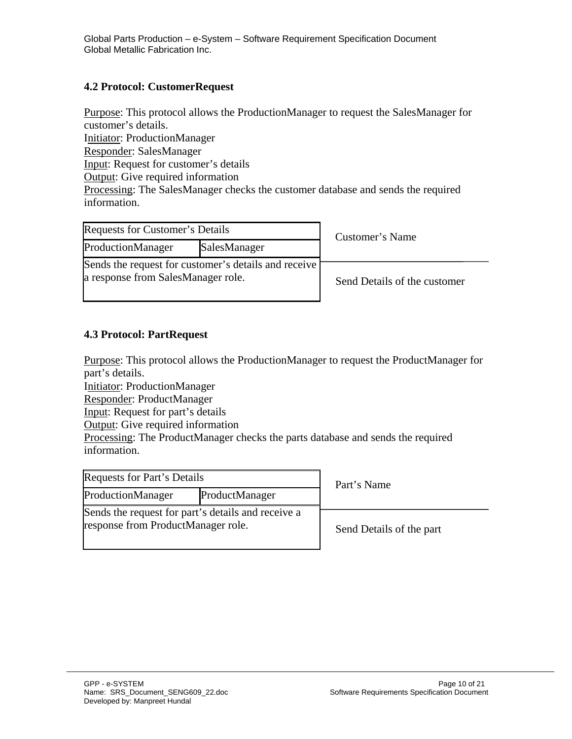### 4.2 Protocol: CustomerRequest

Purpose: This protocol allows the ProductionManager to request the SalesManager for customer's details.
Initiator: ProductionManager
Responder: SalesManager
Input: Request for customer's details
Output: Give required information
Processing: The SalesManager checks the customer database and sends the required information.

| Requests for Customer's Details | |
|---|---|
| ProductionManager | SalesManager |
| Sends the request for customer's details and receive a response from SalesManager role. | |

Customer's Name

Send Details of the customer

### 4.3 Protocol: PartRequest

Purpose: This protocol allows the ProductionManager to request the ProductManager for part's details.
Initiator: ProductionManager
Responder: ProductManager
Input: Request for part's details
Output: Give required information
Processing: The ProductManager checks the parts database and sends the required information.

| Requests for Part's Details | |
|---|---|
| ProductionManager | ProductManager |
| Sends the request for part's details and receive a response from ProductManager role. | |

Part's Name

Send Details of the part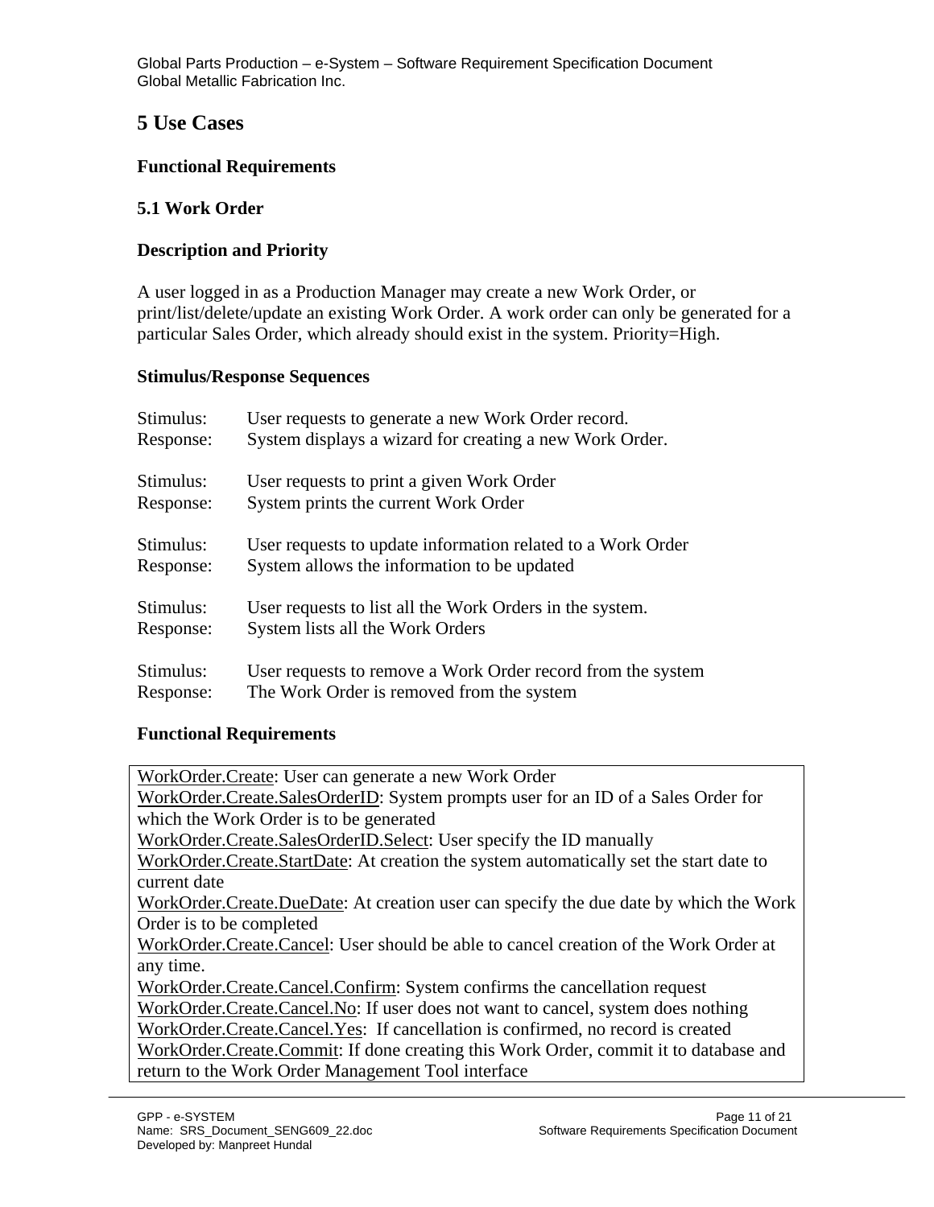# 5 Use Cases

### Functional Requirements

### 5.1 Work Order

### Description and Priority

A user logged in as a Production Manager may create a new Work Order, or print/list/delete/update an existing Work Order. A work order can only be generated for a particular Sales Order, which already should exist in the system. Priority=High.

### Stimulus/Response Sequences

Stimulus: User requests to generate a new Work Order record.
Response: System displays a wizard for creating a new Work Order.

Stimulus: User requests to print a given Work Order
Response: System prints the current Work Order

Stimulus: User requests to update information related to a Work Order
Response: System allows the information to be updated

Stimulus: User requests to list all the Work Orders in the system.
Response: System lists all the Work Orders

Stimulus: User requests to remove a Work Order record from the system
Response: The Work Order is removed from the system

### Functional Requirements

| |
|---|
| WorkOrder.Create: User can generate a new Work Order<br>WorkOrder.Create.SalesOrderID: System prompts user for an ID of a Sales Order for which the Work Order is to be generated<br>WorkOrder.Create.SalesOrderID.Select: User specify the ID manually<br>WorkOrder.Create.StartDate: At creation the system automatically set the start date to current date<br>WorkOrder.Create.DueDate: At creation user can specify the due date by which the Work Order is to be completed<br>WorkOrder.Create.Cancel: User should be able to cancel creation of the Work Order at any time.<br>WorkOrder.Create.Cancel.Confirm: System confirms the cancellation request<br>WorkOrder.Create.Cancel.No: If user does not want to cancel, system does nothing<br>WorkOrder.Create.Cancel.Yes: If cancellation is confirmed, no record is created<br>WorkOrder.Create.Commit: If done creating this Work Order, commit it to database and return to the Work Order Management Tool interface |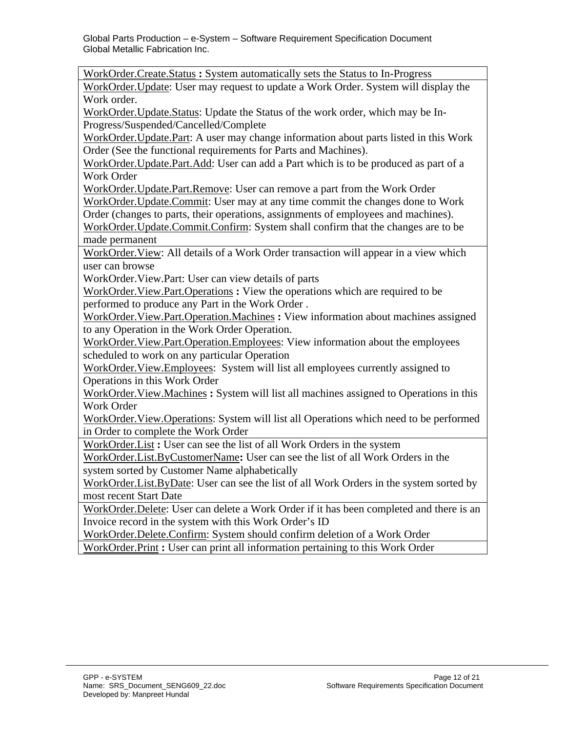| |
|---|
| WorkOrder.Create.Status **:** System automatically sets the Status to In-Progress |
| WorkOrder.Update: User may request to update a Work Order. System will display the Work order.<br>WorkOrder.Update.Status: Update the Status of the work order, which may be In-Progress/Suspended/Cancelled/Complete<br>WorkOrder.Update.Part: A user may change information about parts listed in this Work Order (See the functional requirements for Parts and Machines).<br>WorkOrder.Update.Part.Add: User can add a Part which is to be produced as part of a Work Order<br>WorkOrder.Update.Part.Remove: User can remove a part from the Work Order<br>WorkOrder.Update.Commit: User may at any time commit the changes done to Work Order (changes to parts, their operations, assignments of employees and machines).<br>WorkOrder.Update.Commit.Confirm: System shall confirm that the changes are to be made permanent |
| WorkOrder.View: All details of a Work Order transaction will appear in a view which user can browse<br>WorkOrder.View.Part: User can view details of parts<br>WorkOrder.View.Part.Operations **:** View the operations which are required to be performed to produce any Part in the Work Order .<br>WorkOrder.View.Part.Operation.Machines **:** View information about machines assigned to any Operation in the Work Order Operation.<br>WorkOrder.View.Part.Operation.Employees: View information about the employees scheduled to work on any particular Operation<br>WorkOrder.View.Employees: System will list all employees currently assigned to Operations in this Work Order<br>WorkOrder.View.Machines **:** System will list all machines assigned to Operations in this Work Order<br>WorkOrder.View.Operations: System will list all Operations which need to be performed in Order to complete the Work Order |
| WorkOrder.List **:** User can see the list of all Work Orders in the system<br>WorkOrder.List.ByCustomerName**:** User can see the list of all Work Orders in the system sorted by Customer Name alphabetically<br>WorkOrder.List.ByDate: User can see the list of all Work Orders in the system sorted by most recent Start Date |
| WorkOrder.Delete: User can delete a Work Order if it has been completed and there is an Invoice record in the system with this Work Order's ID<br>WorkOrder.Delete.Confirm: System should confirm deletion of a Work Order |
| WorkOrder.Print **:** User can print all information pertaining to this Work Order |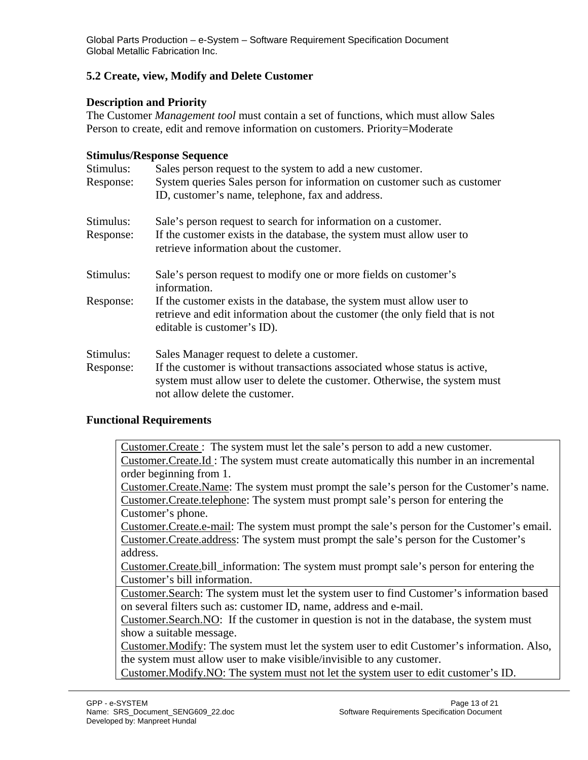## 5.2 Create, view, Modify and Delete Customer

**Description and Priority**

The Customer *Management tool* must contain a set of functions, which must allow Sales Person to create, edit and remove information on customers. Priority=Moderate

**Stimulus/Response Sequence**

Stimulus: Sales person request to the system to add a new customer.
Response: System queries Sales person for information on customer such as customer ID, customer's name, telephone, fax and address.

Stimulus: Sale's person request to search for information on a customer.
Response: If the customer exists in the database, the system must allow user to retrieve information about the customer.

Stimulus: Sale's person request to modify one or more fields on customer's information.
Response: If the customer exists in the database, the system must allow user to retrieve and edit information about the customer (the only field that is not editable is customer's ID).

Stimulus: Sales Manager request to delete a customer.
Response: If the customer is without transactions associated whose status is active, system must allow user to delete the customer. Otherwise, the system must not allow delete the customer.

**Functional Requirements**

| |
|---|
| Customer.Create : The system must let the sale's person to add a new customer.<br>Customer.Create.Id : The system must create automatically this number in an incremental order beginning from 1.<br>Customer.Create.Name: The system must prompt the sale's person for the Customer's name.<br>Customer.Create.telephone: The system must prompt sale's person for entering the Customer's phone.<br>Customer.Create.e-mail: The system must prompt the sale's person for the Customer's email.<br>Customer.Create.address: The system must prompt the sale's person for the Customer's address.<br>Customer.Create.bill_information: The system must prompt sale's person for entering the Customer's bill information. |
| Customer.Search: The system must let the system user to find Customer's information based on several filters such as: customer ID, name, address and e-mail.<br>Customer.Search.NO: If the customer in question is not in the database, the system must show a suitable message.<br>Customer.Modify: The system must let the system user to edit Customer's information. Also, the system must allow user to make visible/invisible to any customer.<br>Customer.Modify.NO: The system must not let the system user to edit customer's ID. |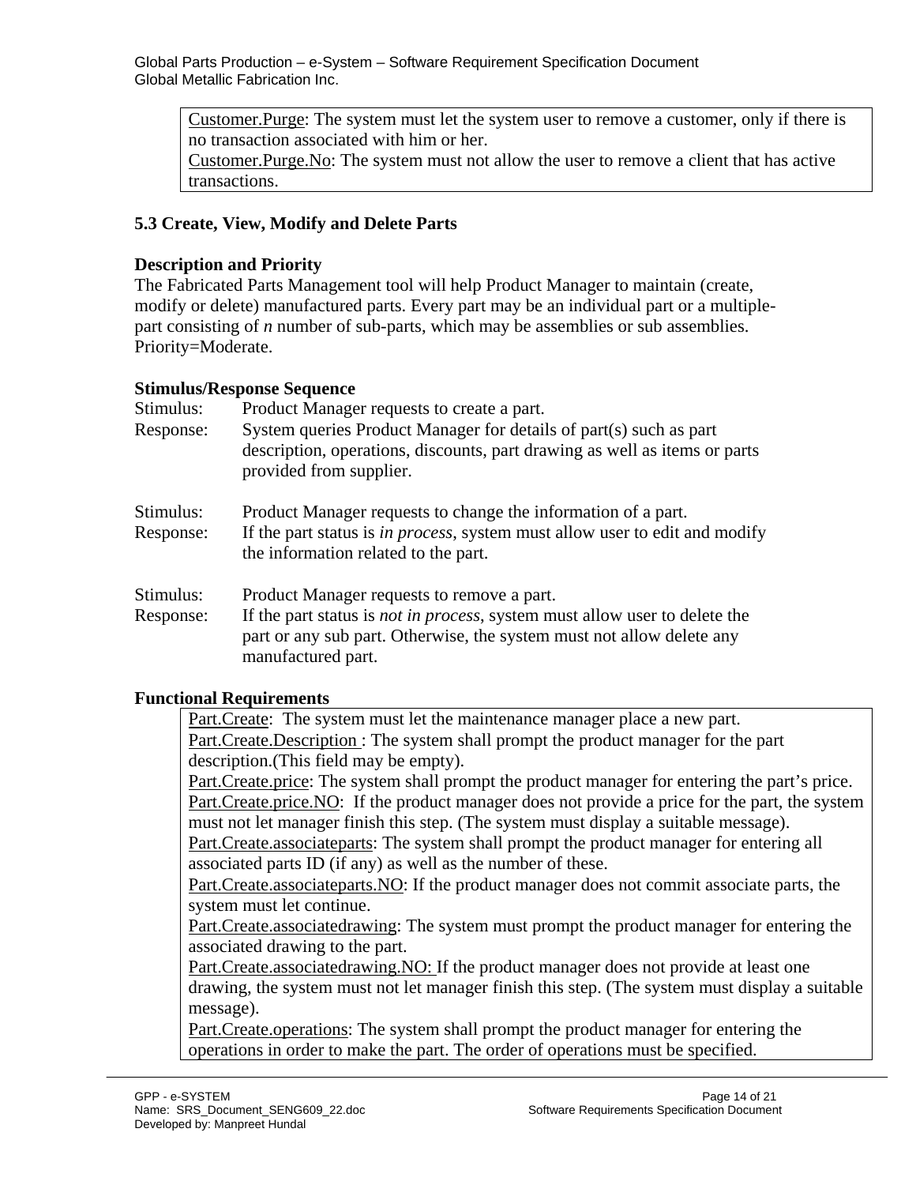Customer.Purge: The system must let the system user to remove a customer, only if there is no transaction associated with him or her.
Customer.Purge.No: The system must not allow the user to remove a client that has active transactions.

### 5.3 Create, View, Modify and Delete Parts

**Description and Priority**

The Fabricated Parts Management tool will help Product Manager to maintain (create, modify or delete) manufactured parts. Every part may be an individual part or a multiple-part consisting of *n* number of sub-parts, which may be assemblies or sub assemblies. Priority=Moderate.

**Stimulus/Response Sequence**

Stimulus: Product Manager requests to create a part.
Response: System queries Product Manager for details of part(s) such as part description, operations, discounts, part drawing as well as items or parts provided from supplier.

Stimulus: Product Manager requests to change the information of a part.
Response: If the part status is *in process*, system must allow user to edit and modify the information related to the part.

Stimulus: Product Manager requests to remove a part.
Response: If the part status is *not in process*, system must allow user to delete the part or any sub part. Otherwise, the system must not allow delete any manufactured part.

**Functional Requirements**

Part.Create: The system must let the maintenance manager place a new part.
Part.Create.Description : The system shall prompt the product manager for the part description.(This field may be empty).
Part.Create.price: The system shall prompt the product manager for entering the part's price.
Part.Create.price.NO: If the product manager does not provide a price for the part, the system must not let manager finish this step. (The system must display a suitable message).
Part.Create.associateparts: The system shall prompt the product manager for entering all associated parts ID (if any) as well as the number of these.
Part.Create.associateparts.NO: If the product manager does not commit associate parts, the system must let continue.
Part.Create.associatedrawing: The system must prompt the product manager for entering the associated drawing to the part.
Part.Create.associatedrawing.NO: If the product manager does not provide at least one drawing, the system must not let manager finish this step. (The system must display a suitable message).
Part.Create.operations: The system shall prompt the product manager for entering the operations in order to make the part. The order of operations must be specified.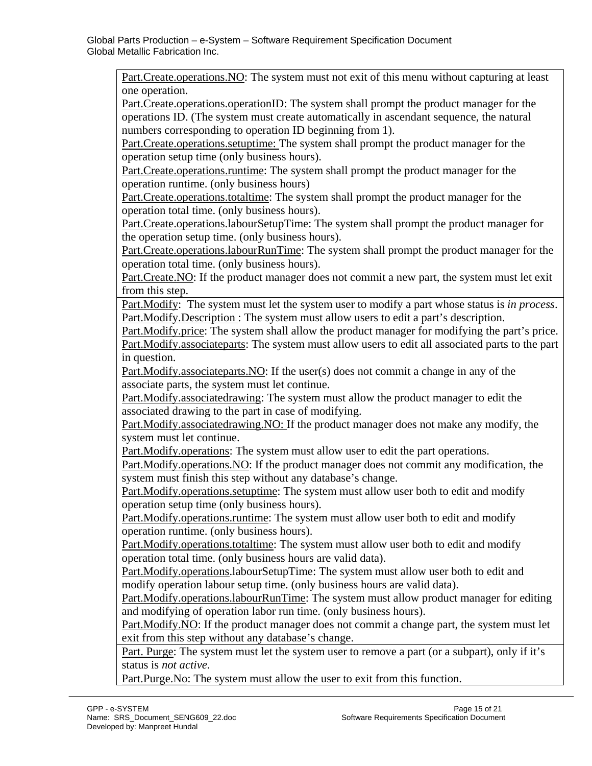| |
|---|
| Part.Create.operations.NO: The system must not exit of this menu without capturing at least one operation.<br>Part.Create.operations.operationID: The system shall prompt the product manager for the operations ID. (The system must create automatically in ascendant sequence, the natural numbers corresponding to operation ID beginning from 1).<br>Part.Create.operations.setuptime: The system shall prompt the product manager for the operation setup time (only business hours).<br>Part.Create.operations.runtime: The system shall prompt the product manager for the operation runtime. (only business hours)<br>Part.Create.operations.totaltime: The system shall prompt the product manager for the operation total time. (only business hours).<br>Part.Create.operations.labourSetupTime: The system shall prompt the product manager for the operation setup time. (only business hours).<br>Part.Create.operations.labourRunTime: The system shall prompt the product manager for the operation total time. (only business hours).<br>Part.Create.NO: If the product manager does not commit a new part, the system must let exit from this step. |
| Part.Modify: The system must let the system user to modify a part whose status is *in process*.<br>Part.Modify.Description : The system must allow users to edit a part's description.<br>Part.Modify.price: The system shall allow the product manager for modifying the part's price.<br>Part.Modify.associateparts: The system must allow users to edit all associated parts to the part in question.<br>Part.Modify.associateparts.NO: If the user(s) does not commit a change in any of the associate parts, the system must let continue.<br>Part.Modify.associatedrawing: The system must allow the product manager to edit the associated drawing to the part in case of modifying.<br>Part.Modify.associatedrawing.NO: If the product manager does not make any modify, the system must let continue.<br>Part.Modify.operations: The system must allow user to edit the part operations.<br>Part.Modify.operations.NO: If the product manager does not commit any modification, the system must finish this step without any database's change.<br>Part.Modify.operations.setuptime: The system must allow user both to edit and modify operation setup time (only business hours).<br>Part.Modify.operations.runtime: The system must allow user both to edit and modify operation runtime. (only business hours).<br>Part.Modify.operations.totaltime: The system must allow user both to edit and modify operation total time. (only business hours are valid data).<br>Part.Modify.operations.labourSetupTime: The system must allow user both to edit and modify operation labour setup time. (only business hours are valid data).<br>Part.Modify.operations.labourRunTime: The system must allow product manager for editing and modifying of operation labor run time. (only business hours).<br>Part.Modify.NO: If the product manager does not commit a change part, the system must let exit from this step without any database's change. |
| Part. Purge: The system must let the system user to remove a part (or a subpart), only if it's status is *not active*.<br>Part.Purge.No: The system must allow the user to exit from this function. |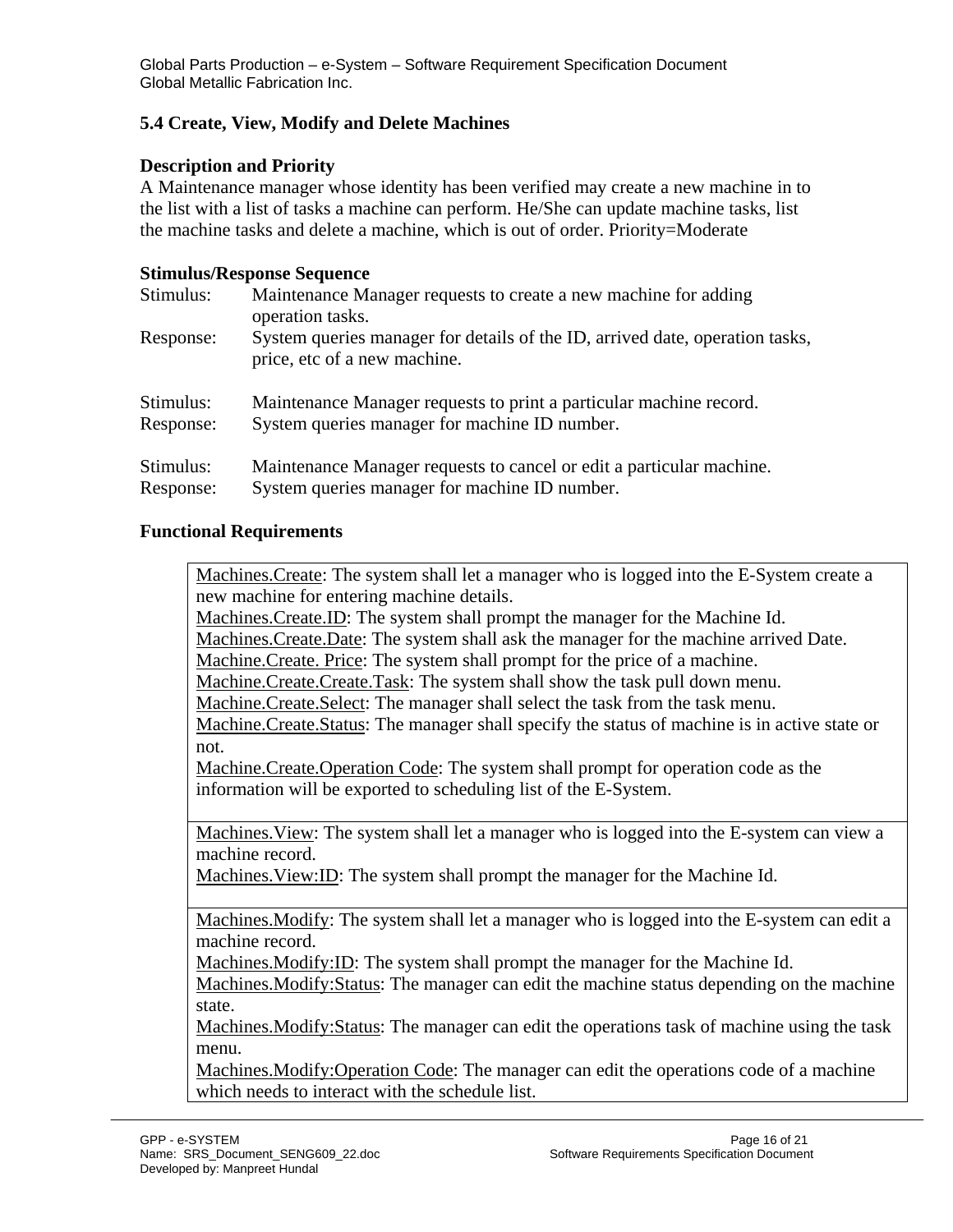### 5.4 Create, View, Modify and Delete Machines

**Description and Priority**

A Maintenance manager whose identity has been verified may create a new machine in to the list with a list of tasks a machine can perform. He/She can update machine tasks, list the machine tasks and delete a machine, which is out of order. Priority=Moderate

**Stimulus/Response Sequence**

Stimulus: Maintenance Manager requests to create a new machine for adding operation tasks.
Response: System queries manager for details of the ID, arrived date, operation tasks, price, etc of a new machine.

Stimulus: Maintenance Manager requests to print a particular machine record.
Response: System queries manager for machine ID number.

Stimulus: Maintenance Manager requests to cancel or edit a particular machine.
Response: System queries manager for machine ID number.

**Functional Requirements**

| |
|---|
| Machines.Create: The system shall let a manager who is logged into the E-System create a new machine for entering machine details.<br>Machines.Create.ID: The system shall prompt the manager for the Machine Id.<br>Machines.Create.Date: The system shall ask the manager for the machine arrived Date.<br>Machine.Create. Price: The system shall prompt for the price of a machine.<br>Machine.Create.Create.Task: The system shall show the task pull down menu.<br>Machine.Create.Select: The manager shall select the task from the task menu.<br>Machine.Create.Status: The manager shall specify the status of machine is in active state or not.<br>Machine.Create.Operation Code: The system shall prompt for operation code as the information will be exported to scheduling list of the E-System. |
| Machines.View: The system shall let a manager who is logged into the E-system can view a machine record.<br>Machines.View:ID: The system shall prompt the manager for the Machine Id. |
| Machines.Modify: The system shall let a manager who is logged into the E-system can edit a machine record.<br>Machines.Modify:ID: The system shall prompt the manager for the Machine Id.<br>Machines.Modify:Status: The manager can edit the machine status depending on the machine state.<br>Machines.Modify:Status: The manager can edit the operations task of machine using the task menu.<br>Machines.Modify:Operation Code: The manager can edit the operations code of a machine which needs to interact with the schedule list. |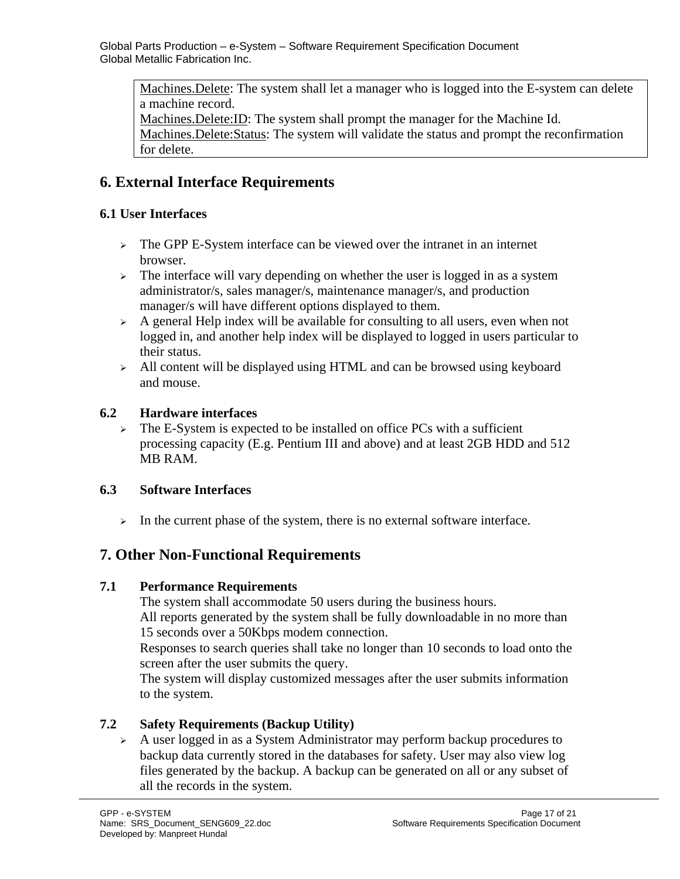Machines.Delete: The system shall let a manager who is logged into the E-system can delete a machine record.
Machines.Delete:ID: The system shall prompt the manager for the Machine Id.
Machines.Delete:Status: The system will validate the status and prompt the reconfirmation for delete.

# 6. External Interface Requirements

## 6.1 User Interfaces

- The GPP E-System interface can be viewed over the intranet in an internet browser.
- The interface will vary depending on whether the user is logged in as a system administrator/s, sales manager/s, maintenance manager/s, and production manager/s will have different options displayed to them.
- A general Help index will be available for consulting to all users, even when not logged in, and another help index will be displayed to logged in users particular to their status.
- All content will be displayed using HTML and can be browsed using keyboard and mouse.

## 6.2 Hardware interfaces

- The E-System is expected to be installed on office PCs with a sufficient processing capacity (E.g. Pentium III and above) and at least 2GB HDD and 512 MB RAM.

## 6.3 Software Interfaces

- In the current phase of the system, there is no external software interface.

# 7. Other Non-Functional Requirements

## 7.1 Performance Requirements

The system shall accommodate 50 users during the business hours.
All reports generated by the system shall be fully downloadable in no more than 15 seconds over a 50Kbps modem connection.
Responses to search queries shall take no longer than 10 seconds to load onto the screen after the user submits the query.
The system will display customized messages after the user submits information to the system.

## 7.2 Safety Requirements (Backup Utility)

- A user logged in as a System Administrator may perform backup procedures to backup data currently stored in the databases for safety. User may also view log files generated by the backup. A backup can be generated on all or any subset of all the records in the system.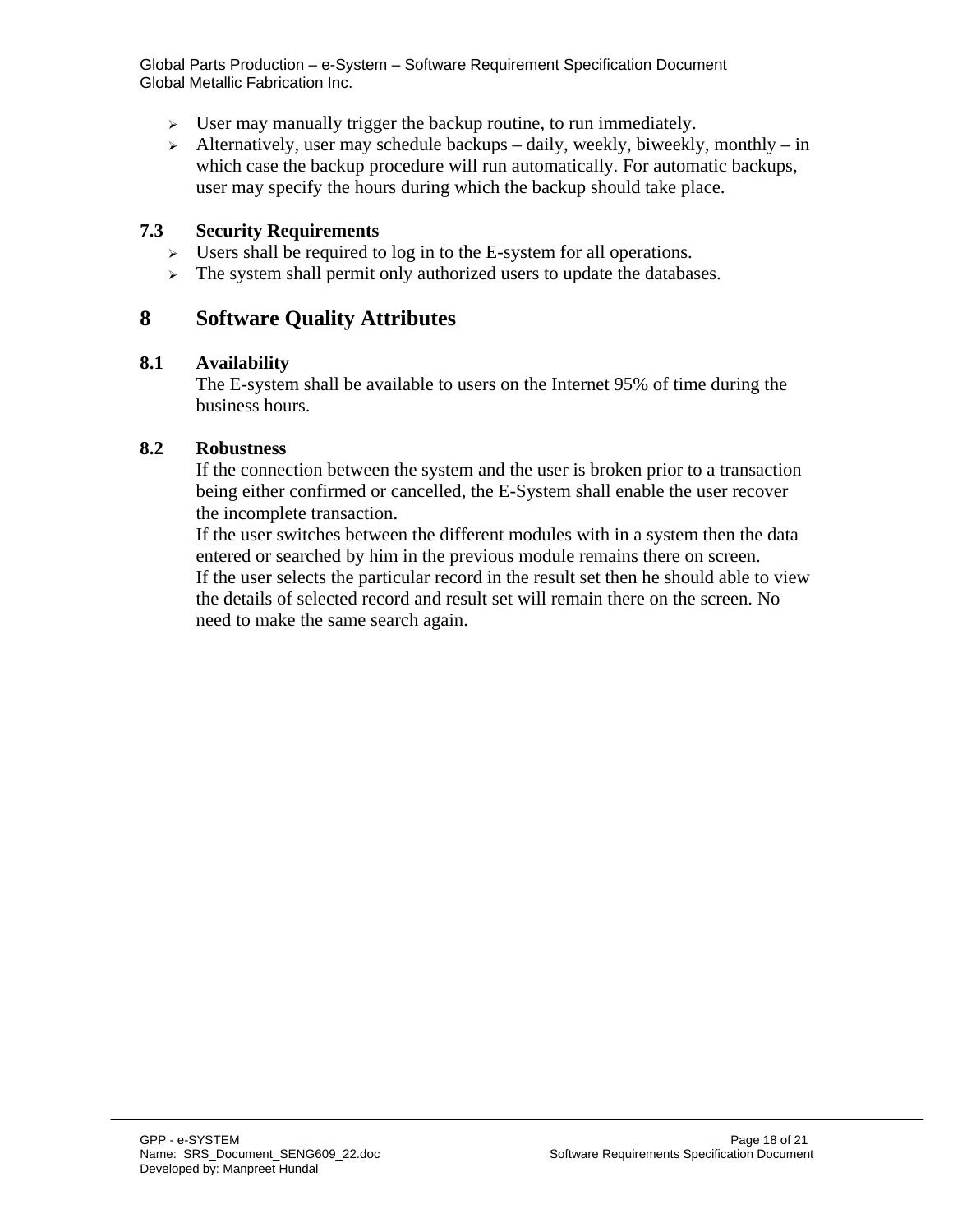- User may manually trigger the backup routine, to run immediately.
- Alternatively, user may schedule backups – daily, weekly, biweekly, monthly – in which case the backup procedure will run automatically. For automatic backups, user may specify the hours during which the backup should take place.

### 7.3 Security Requirements

- Users shall be required to log in to the E-system for all operations.
- The system shall permit only authorized users to update the databases.

## 8 Software Quality Attributes

### 8.1 Availability

The E-system shall be available to users on the Internet 95% of time during the business hours.

### 8.2 Robustness

If the connection between the system and the user is broken prior to a transaction being either confirmed or cancelled, the E-System shall enable the user recover the incomplete transaction.
If the user switches between the different modules with in a system then the data entered or searched by him in the previous module remains there on screen.
If the user selects the particular record in the result set then he should able to view the details of selected record and result set will remain there on the screen. No need to make the same search again.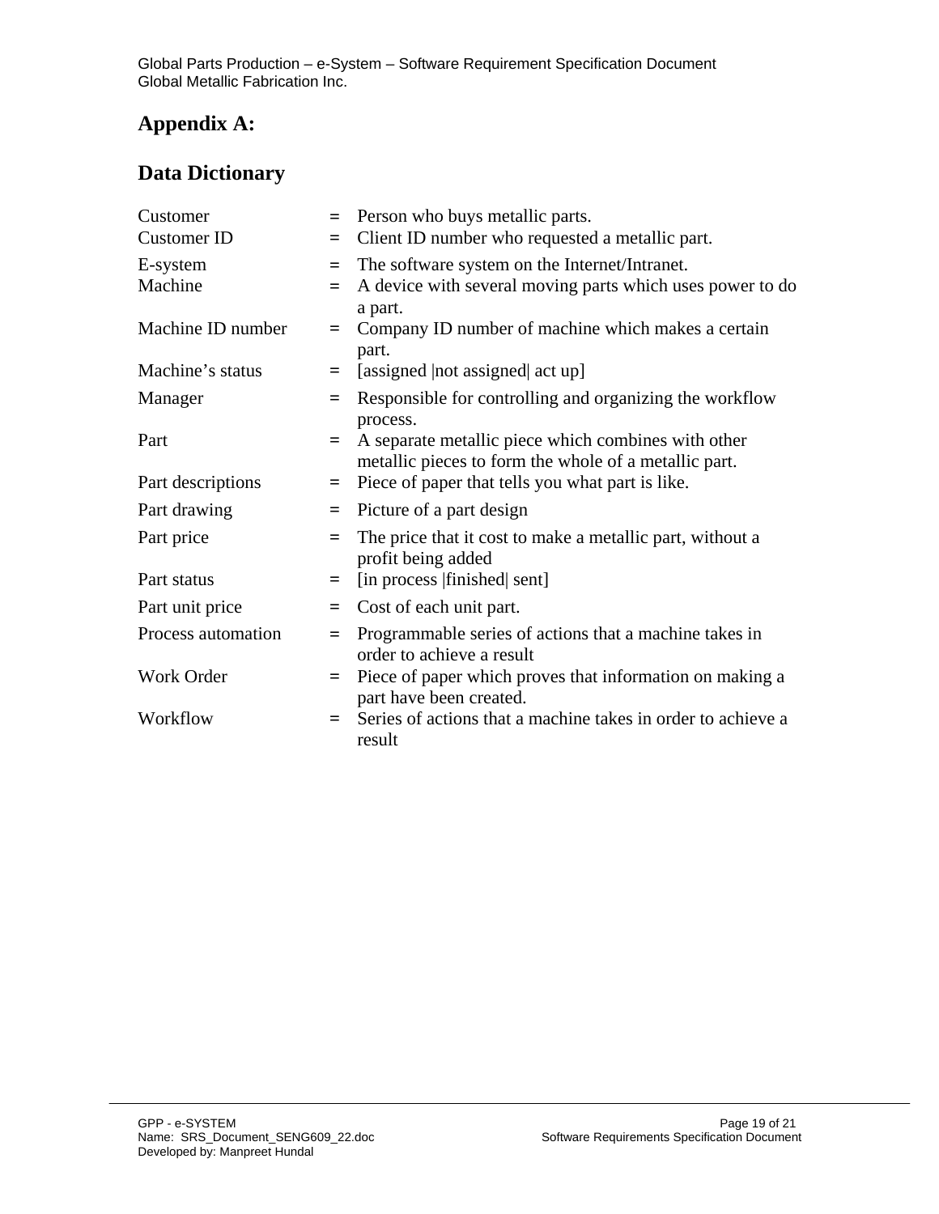# Appendix A:

## Data Dictionary

| | | |
|---|---|---|
| Customer | = | Person who buys metallic parts. |
| Customer ID | = | Client ID number who requested a metallic part. |
| E-system | = | The software system on the Internet/Intranet. |
| Machine | = | A device with several moving parts which uses power to do a part. |
| Machine ID number | = | Company ID number of machine which makes a certain part. |
| Machine's status | = | [assigned \|not assigned\| act up] |
| Manager | = | Responsible for controlling and organizing the workflow process. |
| Part | = | A separate metallic piece which combines with other metallic pieces to form the whole of a metallic part. |
| Part descriptions | = | Piece of paper that tells you what part is like. |
| Part drawing | = | Picture of a part design |
| Part price | = | The price that it cost to make a metallic part, without a profit being added |
| Part status | = | [in process \|finished\| sent] |
| Part unit price | = | Cost of each unit part. |
| Process automation | = | Programmable series of actions that a machine takes in order to achieve a result |
| Work Order | = | Piece of paper which proves that information on making a part have been created. |
| Workflow | = | Series of actions that a machine takes in order to achieve a result |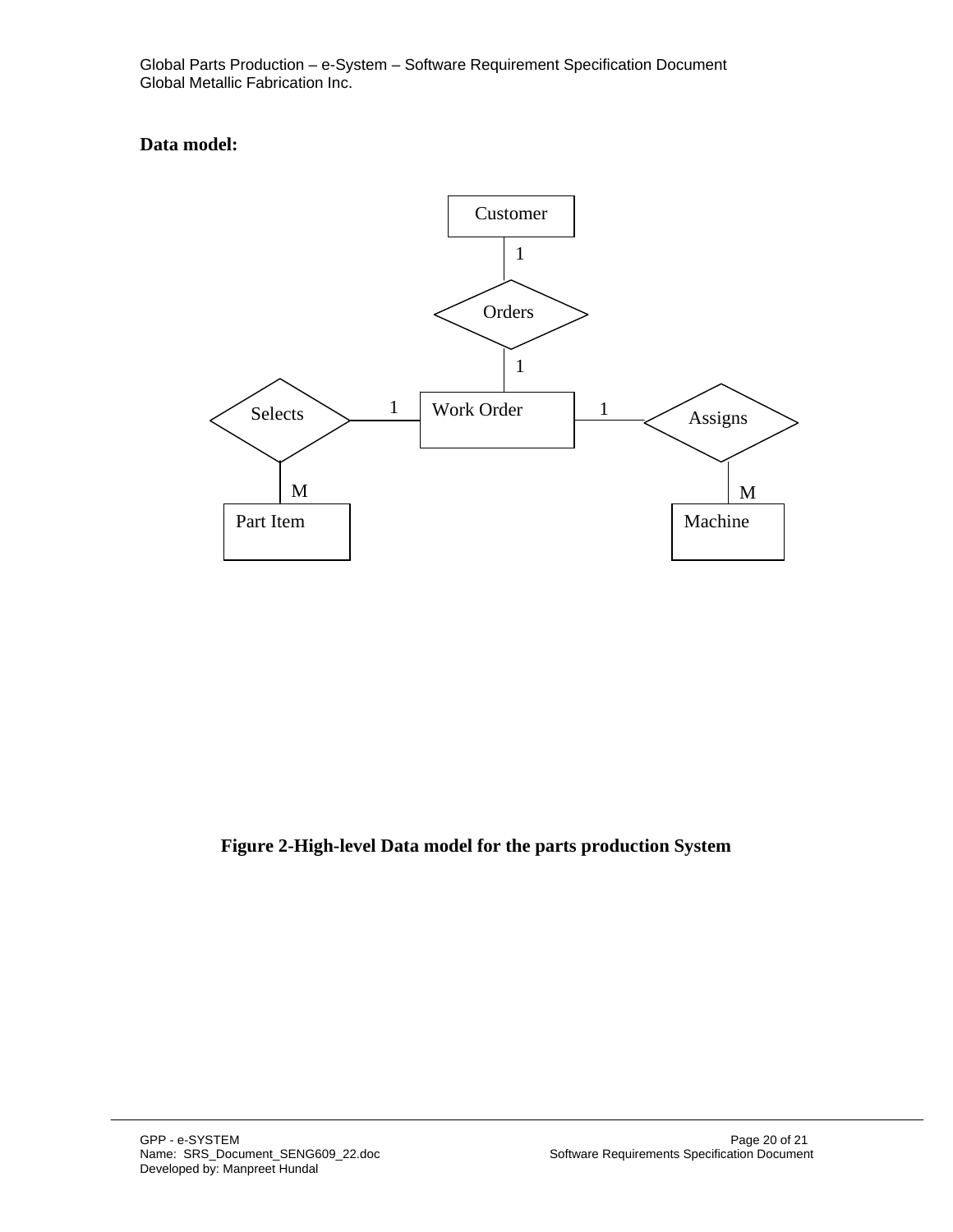**Data model:**

Customer

1

Orders

1

Selects 1 Work Order 1 Assigns

M M

Part Item Machine

**Figure 2-High-level Data model for the parts production System**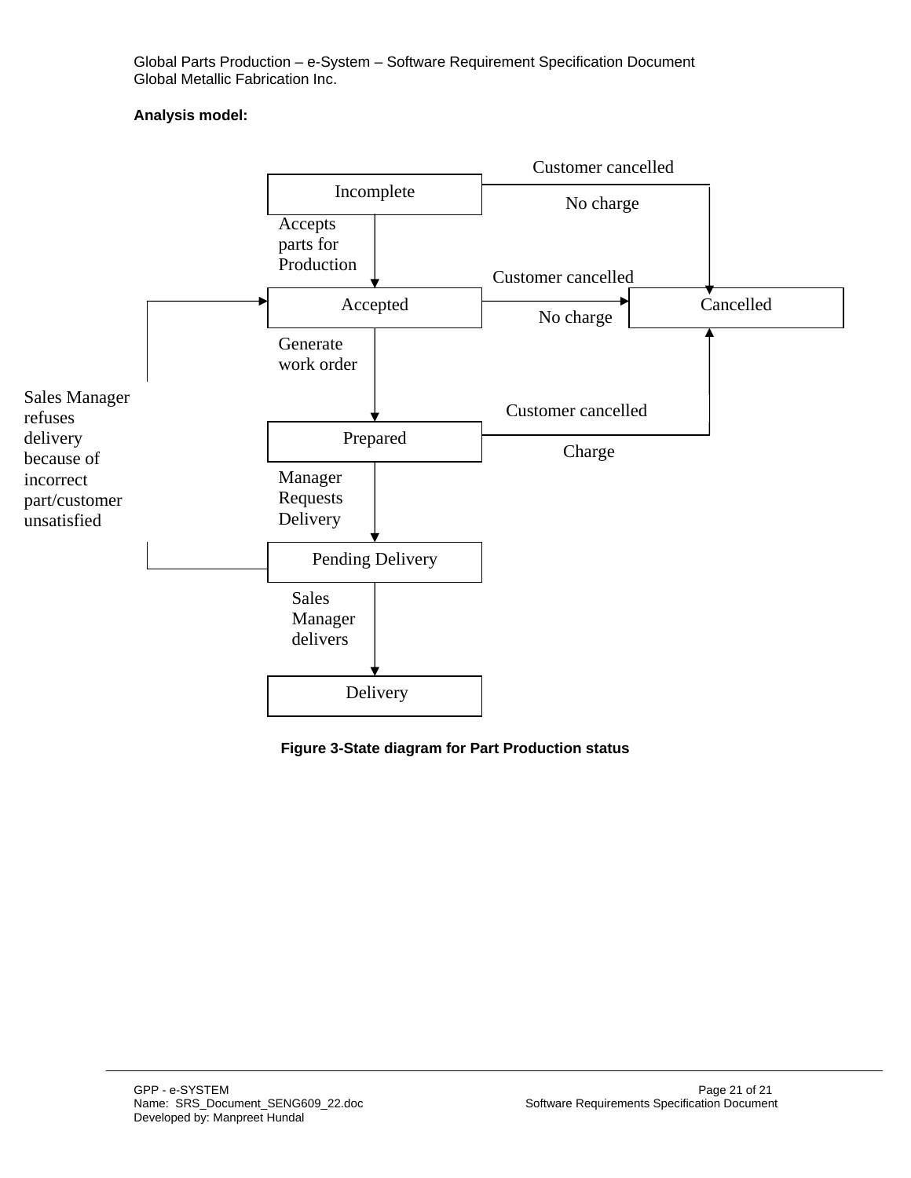**Analysis model:**

Incomplete

Customer cancelled

No charge

Accepts parts for Production

Accepted

Customer cancelled

No charge

Cancelled

Generate work order

Sales Manager refuses delivery because of incorrect part/customer unsatisfied

Prepared

Customer cancelled

Charge

Manager Requests Delivery

Pending Delivery

Sales Manager delivers

Delivery

**Figure 3-State diagram for Part Production status**